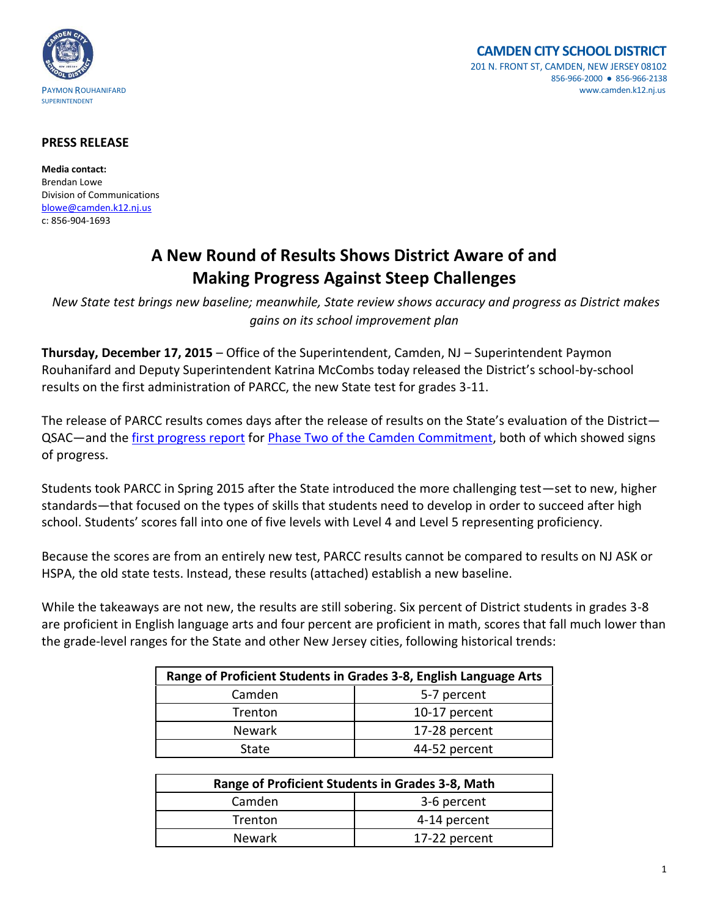PAYMON ROUHANIFARD
SUPERINTENDENT

**CAMDEN CITY SCHOOL DISTRICT**
201 N. FRONT ST, CAMDEN, NEW JERSEY 08102
856-966-2000 ● 856-966-2138
www.camden.k12.nj.us

**PRESS RELEASE**

**Media contact:**
Brendan Lowe
Division of Communications
blowe@camden.k12.nj.us
c: 856-904-1693

# A New Round of Results Shows District Aware of and Making Progress Against Steep Challenges

*New State test brings new baseline; meanwhile, State review shows accuracy and progress as District makes gains on its school improvement plan*

**Thursday, December 17, 2015** – Office of the Superintendent, Camden, NJ – Superintendent Paymon Rouhanifard and Deputy Superintendent Katrina McCombs today released the District's school-by-school results on the first administration of PARCC, the new State test for grades 3-11.

The release of PARCC results comes days after the release of results on the State's evaluation of the District—QSAC—and the first progress report for Phase Two of the Camden Commitment, both of which showed signs of progress.

Students took PARCC in Spring 2015 after the State introduced the more challenging test—set to new, higher standards—that focused on the types of skills that students need to develop in order to succeed after high school. Students' scores fall into one of five levels with Level 4 and Level 5 representing proficiency.

Because the scores are from an entirely new test, PARCC results cannot be compared to results on NJ ASK or HSPA, the old state tests. Instead, these results (attached) establish a new baseline.

While the takeaways are not new, the results are still sobering. Six percent of District students in grades 3-8 are proficient in English language arts and four percent are proficient in math, scores that fall much lower than the grade-level ranges for the State and other New Jersey cities, following historical trends:

| Range of Proficient Students in Grades 3-8, English Language Arts | |
|---|---|
| Camden | 5-7 percent |
| Trenton | 10-17 percent |
| Newark | 17-28 percent |
| State | 44-52 percent |

| Range of Proficient Students in Grades 3-8, Math | |
|---|---|
| Camden | 3-6 percent |
| Trenton | 4-14 percent |
| Newark | 17-22 percent |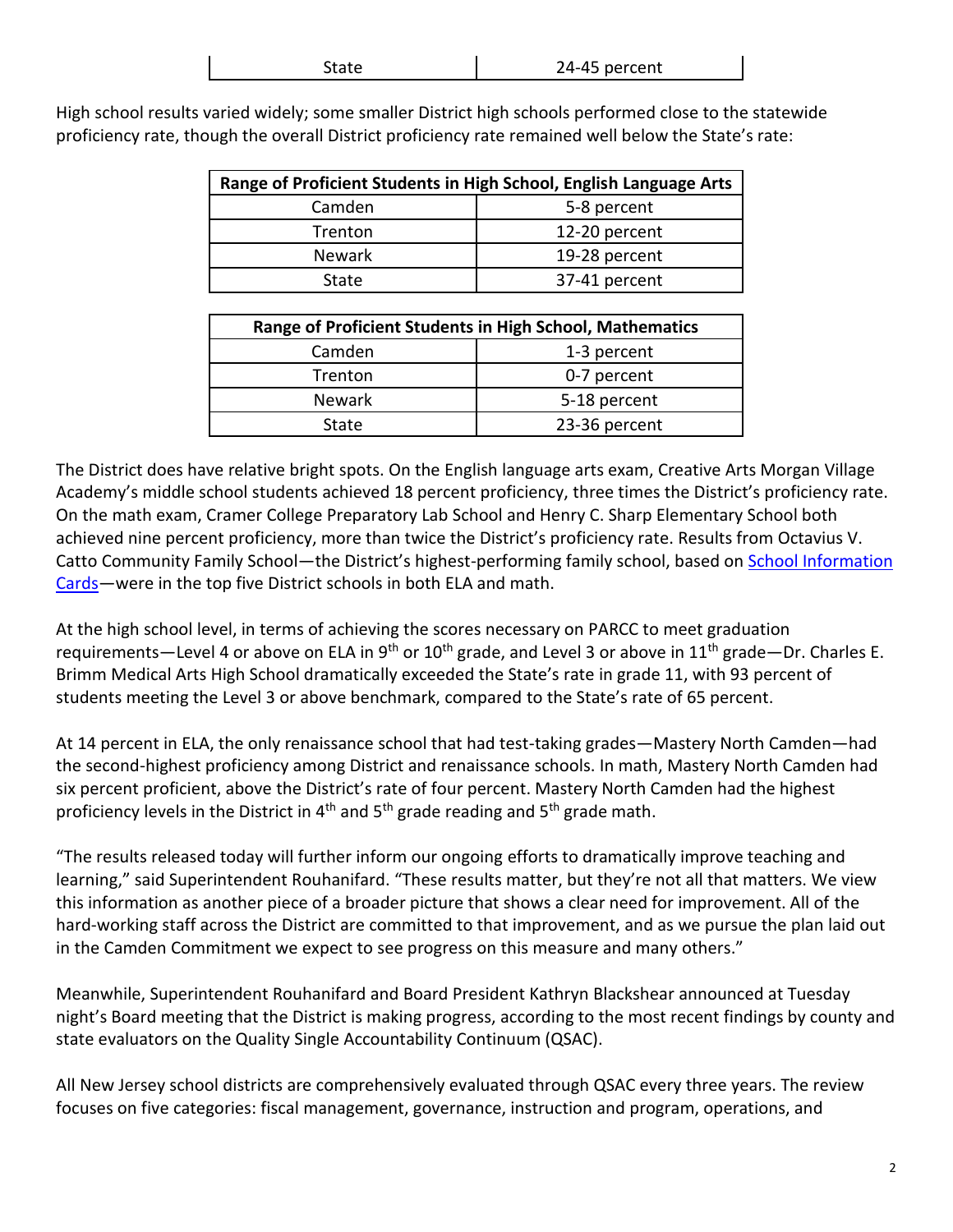| State | 24-45 percent |
|---|---|

High school results varied widely; some smaller District high schools performed close to the statewide proficiency rate, though the overall District proficiency rate remained well below the State's rate:

| **Range of Proficient Students in High School, English Language Arts** | |
|---|---|
| Camden | 5-8 percent |
| Trenton | 12-20 percent |
| Newark | 19-28 percent |
| State | 37-41 percent |

| **Range of Proficient Students in High School, Mathematics** | |
|---|---|
| Camden | 1-3 percent |
| Trenton | 0-7 percent |
| Newark | 5-18 percent |
| State | 23-36 percent |

The District does have relative bright spots. On the English language arts exam, Creative Arts Morgan Village Academy's middle school students achieved 18 percent proficiency, three times the District's proficiency rate. On the math exam, Cramer College Preparatory Lab School and Henry C. Sharp Elementary School both achieved nine percent proficiency, more than twice the District's proficiency rate. Results from Octavius V. Catto Community Family School—the District's highest-performing family school, based on School Information Cards—were in the top five District schools in both ELA and math.

At the high school level, in terms of achieving the scores necessary on PARCC to meet graduation requirements—Level 4 or above on ELA in 9th or 10th grade, and Level 3 or above in 11th grade—Dr. Charles E. Brimm Medical Arts High School dramatically exceeded the State's rate in grade 11, with 93 percent of students meeting the Level 3 or above benchmark, compared to the State's rate of 65 percent.

At 14 percent in ELA, the only renaissance school that had test-taking grades—Mastery North Camden—had the second-highest proficiency among District and renaissance schools. In math, Mastery North Camden had six percent proficient, above the District's rate of four percent. Mastery North Camden had the highest proficiency levels in the District in 4th and 5th grade reading and 5th grade math.

"The results released today will further inform our ongoing efforts to dramatically improve teaching and learning," said Superintendent Rouhanifard. "These results matter, but they're not all that matters. We view this information as another piece of a broader picture that shows a clear need for improvement. All of the hard-working staff across the District are committed to that improvement, and as we pursue the plan laid out in the Camden Commitment we expect to see progress on this measure and many others."

Meanwhile, Superintendent Rouhanifard and Board President Kathryn Blackshear announced at Tuesday night's Board meeting that the District is making progress, according to the most recent findings by county and state evaluators on the Quality Single Accountability Continuum (QSAC).

All New Jersey school districts are comprehensively evaluated through QSAC every three years. The review focuses on five categories: fiscal management, governance, instruction and program, operations, and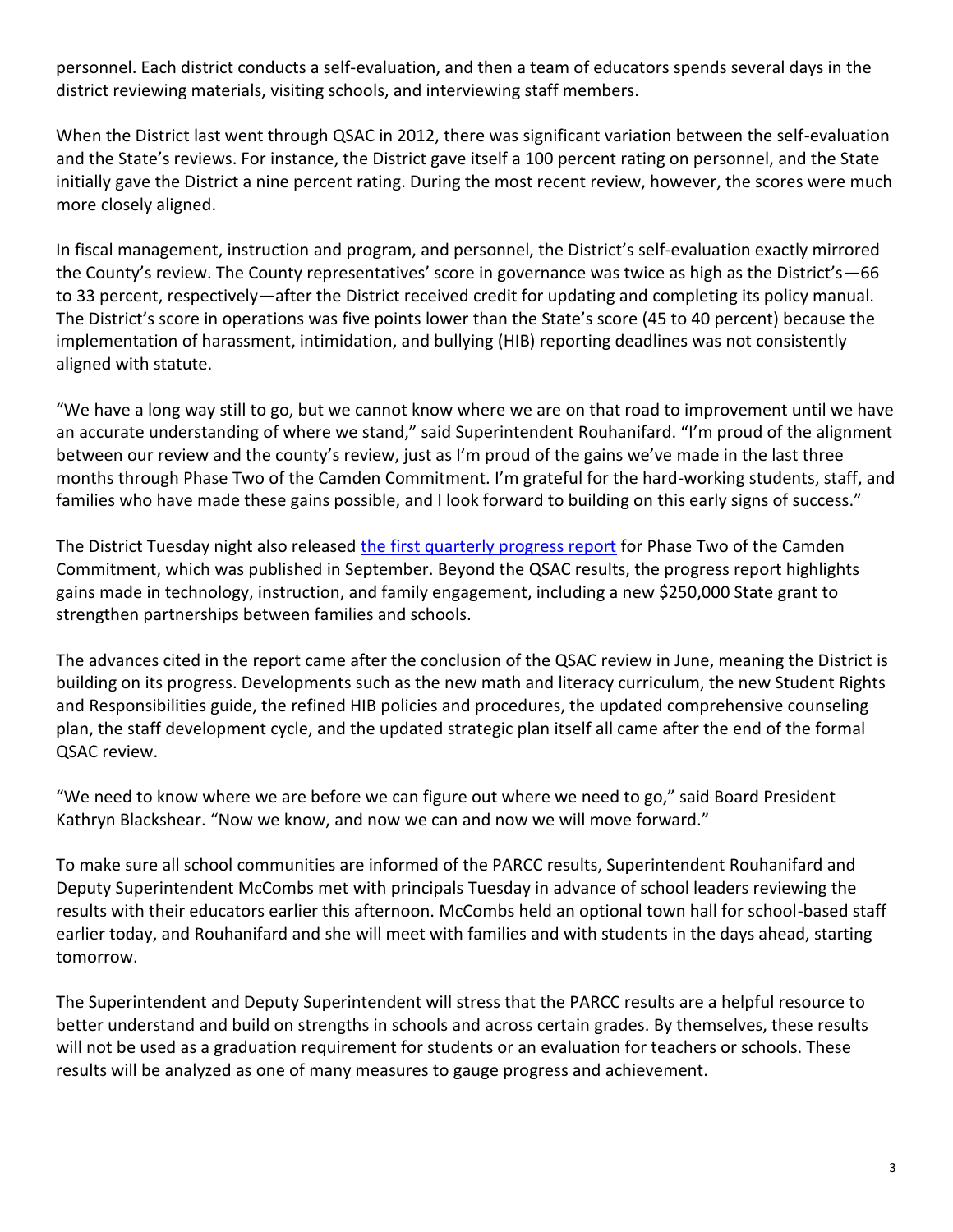personnel. Each district conducts a self-evaluation, and then a team of educators spends several days in the district reviewing materials, visiting schools, and interviewing staff members.

When the District last went through QSAC in 2012, there was significant variation between the self-evaluation and the State's reviews. For instance, the District gave itself a 100 percent rating on personnel, and the State initially gave the District a nine percent rating. During the most recent review, however, the scores were much more closely aligned.

In fiscal management, instruction and program, and personnel, the District's self-evaluation exactly mirrored the County's review. The County representatives' score in governance was twice as high as the District's—66 to 33 percent, respectively—after the District received credit for updating and completing its policy manual. The District's score in operations was five points lower than the State's score (45 to 40 percent) because the implementation of harassment, intimidation, and bullying (HIB) reporting deadlines was not consistently aligned with statute.

"We have a long way still to go, but we cannot know where we are on that road to improvement until we have an accurate understanding of where we stand," said Superintendent Rouhanifard. "I'm proud of the alignment between our review and the county's review, just as I'm proud of the gains we've made in the last three months through Phase Two of the Camden Commitment. I'm grateful for the hard-working students, staff, and families who have made these gains possible, and I look forward to building on this early signs of success."

The District Tuesday night also released the first quarterly progress report for Phase Two of the Camden Commitment, which was published in September. Beyond the QSAC results, the progress report highlights gains made in technology, instruction, and family engagement, including a new $250,000 State grant to strengthen partnerships between families and schools.

The advances cited in the report came after the conclusion of the QSAC review in June, meaning the District is building on its progress. Developments such as the new math and literacy curriculum, the new Student Rights and Responsibilities guide, the refined HIB policies and procedures, the updated comprehensive counseling plan, the staff development cycle, and the updated strategic plan itself all came after the end of the formal QSAC review.

"We need to know where we are before we can figure out where we need to go," said Board President Kathryn Blackshear. "Now we know, and now we can and now we will move forward."

To make sure all school communities are informed of the PARCC results, Superintendent Rouhanifard and Deputy Superintendent McCombs met with principals Tuesday in advance of school leaders reviewing the results with their educators earlier this afternoon. McCombs held an optional town hall for school-based staff earlier today, and Rouhanifard and she will meet with families and with students in the days ahead, starting tomorrow.

The Superintendent and Deputy Superintendent will stress that the PARCC results are a helpful resource to better understand and build on strengths in schools and across certain grades. By themselves, these results will not be used as a graduation requirement for students or an evaluation for teachers or schools. These results will be analyzed as one of many measures to gauge progress and achievement.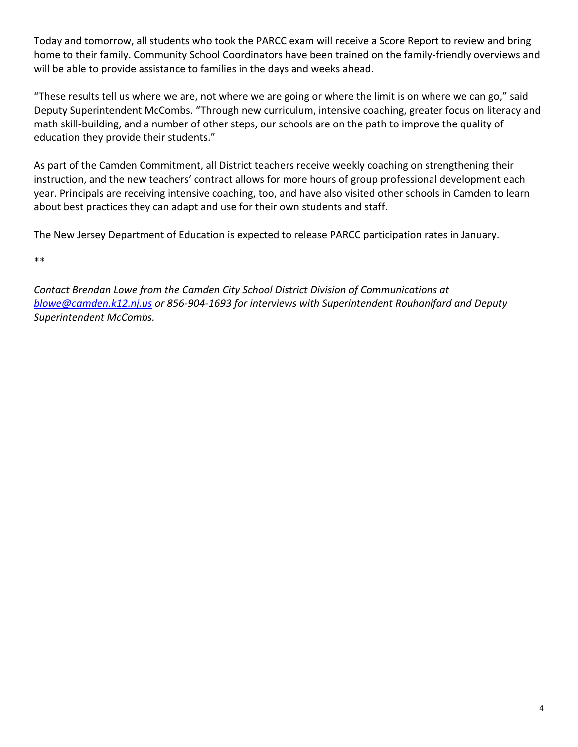Today and tomorrow, all students who took the PARCC exam will receive a Score Report to review and bring home to their family. Community School Coordinators have been trained on the family-friendly overviews and will be able to provide assistance to families in the days and weeks ahead.

"These results tell us where we are, not where we are going or where the limit is on where we can go," said Deputy Superintendent McCombs. "Through new curriculum, intensive coaching, greater focus on literacy and math skill-building, and a number of other steps, our schools are on the path to improve the quality of education they provide their students."

As part of the Camden Commitment, all District teachers receive weekly coaching on strengthening their instruction, and the new teachers' contract allows for more hours of group professional development each year. Principals are receiving intensive coaching, too, and have also visited other schools in Camden to learn about best practices they can adapt and use for their own students and staff.

The New Jersey Department of Education is expected to release PARCC participation rates in January.

**

*Contact Brendan Lowe from the Camden City School District Division of Communications at [blowe@camden.k12.nj.us](mailto:blowe@camden.k12.nj.us) or 856-904-1693 for interviews with Superintendent Rouhanifard and Deputy Superintendent McCombs.*